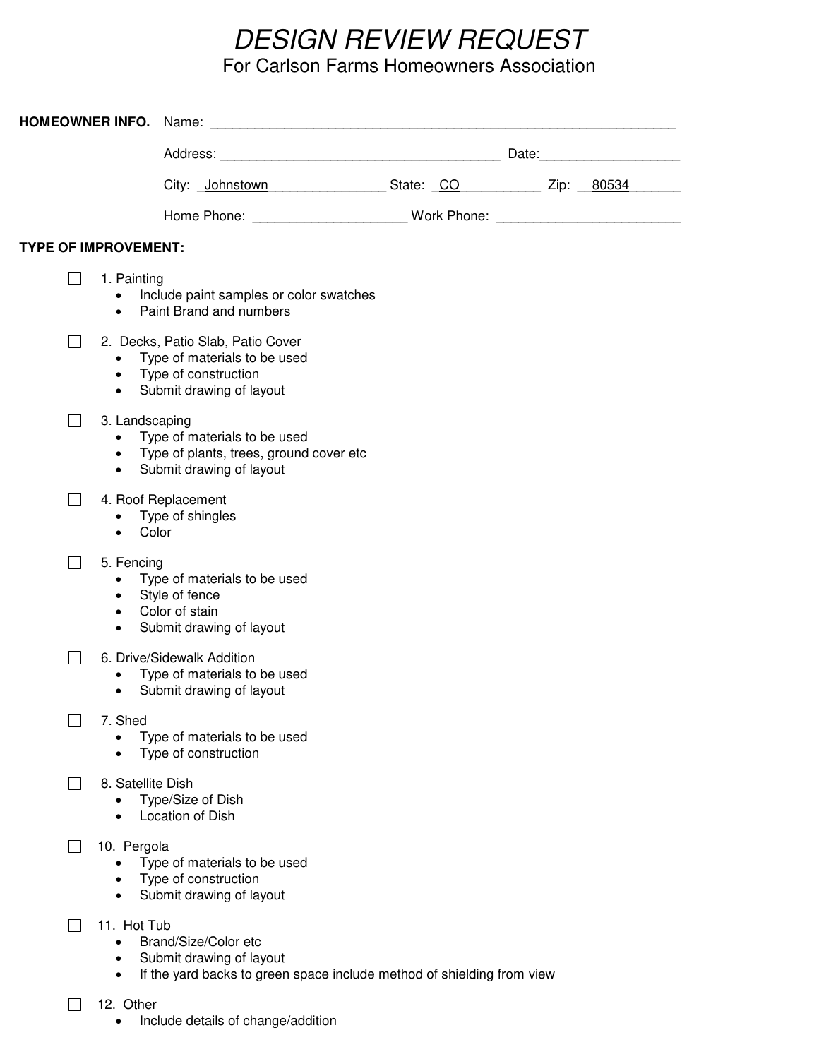# *DESIGN REVIEW REQUEST*

For Carlson Farms Homeowners Association

**HOMEOWNER INFO.** Name: ______________________________________________________________

Address: ____________________________________ Date:__________________

City: _Johnstown________________ State: _CO___________ Zip: __80534_______

Home Phone: ____________________ Work Phone: ________________________

**TYPE OF IMPROVEMENT:**

☐ 1. Painting
- Include paint samples or color swatches
- Paint Brand and numbers

☐ 2. Decks, Patio Slab, Patio Cover
- Type of materials to be used
- Type of construction
- Submit drawing of layout

☐ 3. Landscaping
- Type of materials to be used
- Type of plants, trees, ground cover etc
- Submit drawing of layout

☐ 4. Roof Replacement
- Type of shingles
- Color

☐ 5. Fencing
- Type of materials to be used
- Style of fence
- Color of stain
- Submit drawing of layout

☐ 6. Drive/Sidewalk Addition
- Type of materials to be used
- Submit drawing of layout

☐ 7. Shed
- Type of materials to be used
- Type of construction

☐ 8. Satellite Dish
- Type/Size of Dish
- Location of Dish

☐ 10. Pergola
- Type of materials to be used
- Type of construction
- Submit drawing of layout

☐ 11. Hot Tub
- Brand/Size/Color etc
- Submit drawing of layout
- If the yard backs to green space include method of shielding from view

☐ 12. Other
- Include details of change/addition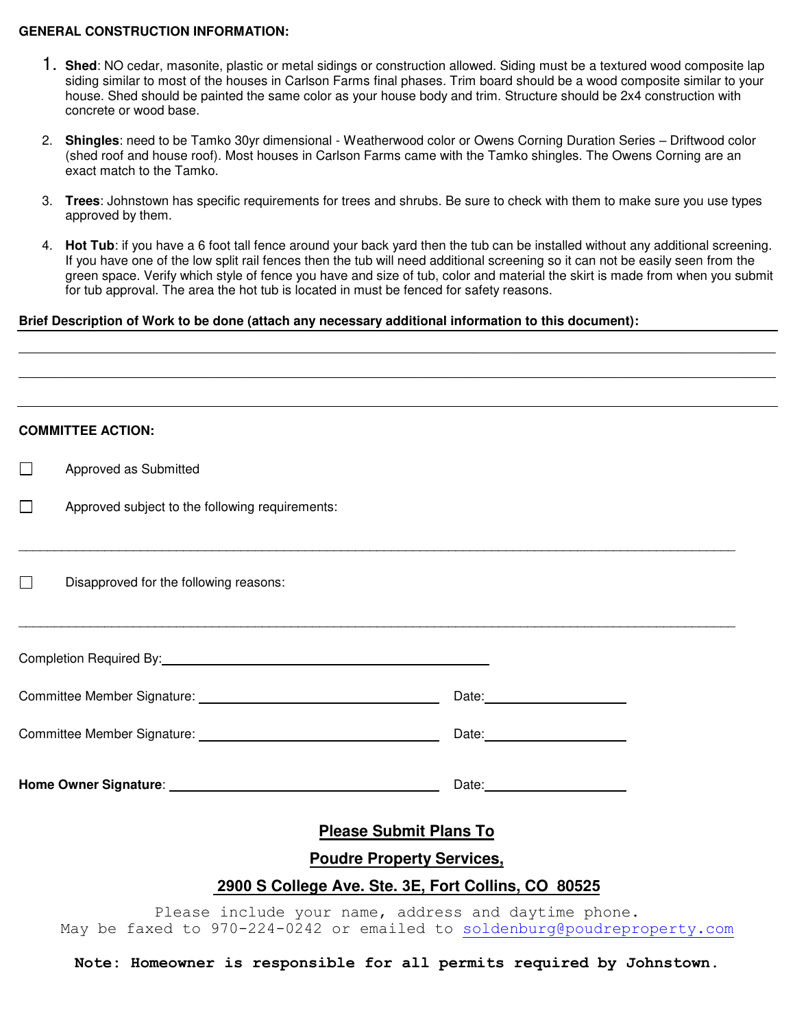**GENERAL CONSTRUCTION INFORMATION:**

1. **Shed**: NO cedar, masonite, plastic or metal sidings or construction allowed. Siding must be a textured wood composite lap siding similar to most of the houses in Carlson Farms final phases. Trim board should be a wood composite similar to your house. Shed should be painted the same color as your house body and trim. Structure should be 2x4 construction with concrete or wood base.
2. **Shingles**: need to be Tamko 30yr dimensional - Weatherwood color or Owens Corning Duration Series – Driftwood color (shed roof and house roof). Most houses in Carlson Farms came with the Tamko shingles. The Owens Corning are an exact match to the Tamko.
3. **Trees**: Johnstown has specific requirements for trees and shrubs. Be sure to check with them to make sure you use types approved by them.
4. **Hot Tub**: if you have a 6 foot tall fence around your back yard then the tub can be installed without any additional screening. If you have one of the low split rail fences then the tub will need additional screening so it can not be easily seen from the green space. Verify which style of fence you have and size of tub, color and material the skirt is made from when you submit for tub approval. The area the hot tub is located in must be fenced for safety reasons.

**Brief Description of Work to be done (attach any necessary additional information to this document):**

______________________________________________________________________

______________________________________________________________________

______________________________________________________________________

**COMMITTEE ACTION:**

☐ Approved as Submitted

☐ Approved subject to the following requirements:

______________________________________________________________________

☐ Disapproved for the following reasons:

______________________________________________________________________

Completion Required By: ______________________________

Committee Member Signature: ______________________________ Date: ______________

Committee Member Signature: ______________________________ Date: ______________

**Home Owner Signature**: ______________________________ Date: ______________

**Please Submit Plans To**

**Poudre Property Services,**

**2900 S College Ave. Ste. 3E, Fort Collins, CO 80525**

Please include your name, address and daytime phone.
May be faxed to 970-224-0242 or emailed to soldenburg@poudreproperty.com

**Note: Homeowner is responsible for all permits required by Johnstown.**